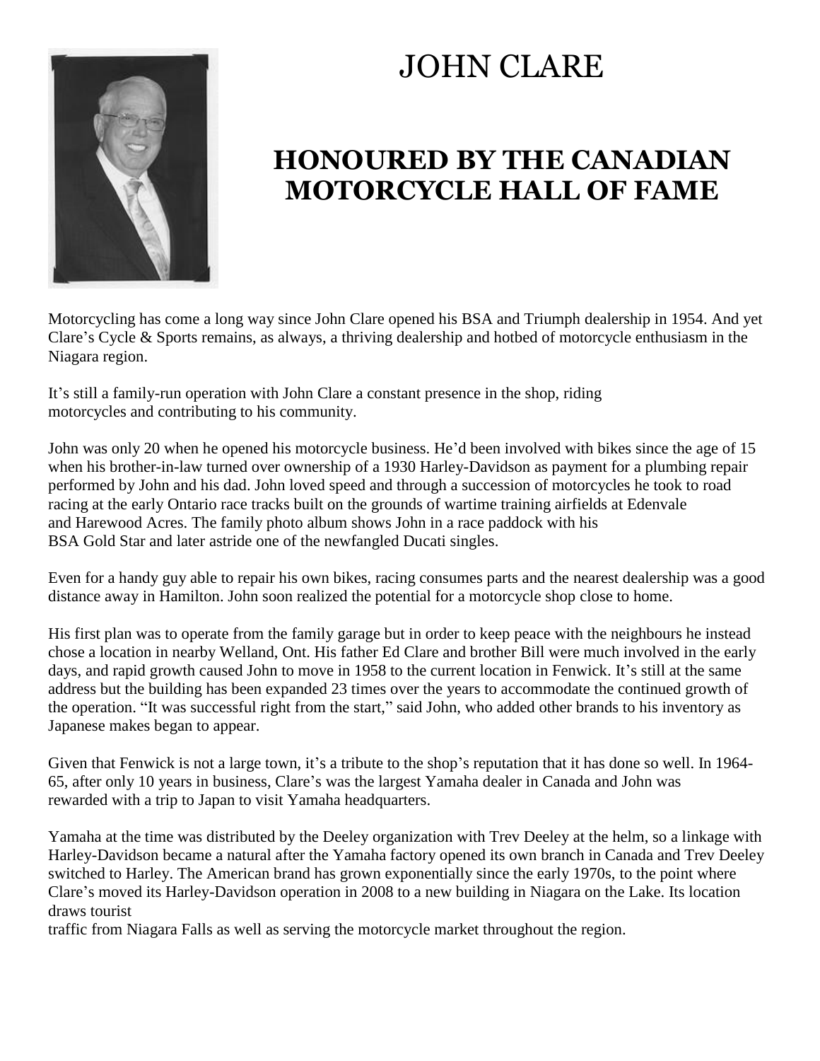# JOHN CLARE

## HONOURED BY THE CANADIAN MOTORCYCLE HALL OF FAME

Motorcycling has come a long way since John Clare opened his BSA and Triumph dealership in 1954. And yet Clare's Cycle & Sports remains, as always, a thriving dealership and hotbed of motorcycle enthusiasm in the Niagara region.

It's still a family-run operation with John Clare a constant presence in the shop, riding motorcycles and contributing to his community.

John was only 20 when he opened his motorcycle business. He'd been involved with bikes since the age of 15 when his brother-in-law turned over ownership of a 1930 Harley-Davidson as payment for a plumbing repair performed by John and his dad. John loved speed and through a succession of motorcycles he took to road racing at the early Ontario race tracks built on the grounds of wartime training airfields at Edenvale and Harewood Acres. The family photo album shows John in a race paddock with his BSA Gold Star and later astride one of the newfangled Ducati singles.

Even for a handy guy able to repair his own bikes, racing consumes parts and the nearest dealership was a good distance away in Hamilton. John soon realized the potential for a motorcycle shop close to home.

His first plan was to operate from the family garage but in order to keep peace with the neighbours he instead chose a location in nearby Welland, Ont. His father Ed Clare and brother Bill were much involved in the early days, and rapid growth caused John to move in 1958 to the current location in Fenwick. It's still at the same address but the building has been expanded 23 times over the years to accommodate the continued growth of the operation. "It was successful right from the start," said John, who added other brands to his inventory as Japanese makes began to appear.

Given that Fenwick is not a large town, it's a tribute to the shop's reputation that it has done so well. In 1964-65, after only 10 years in business, Clare's was the largest Yamaha dealer in Canada and John was rewarded with a trip to Japan to visit Yamaha headquarters.

Yamaha at the time was distributed by the Deeley organization with Trev Deeley at the helm, so a linkage with Harley-Davidson became a natural after the Yamaha factory opened its own branch in Canada and Trev Deeley switched to Harley. The American brand has grown exponentially since the early 1970s, to the point where Clare's moved its Harley-Davidson operation in 2008 to a new building in Niagara on the Lake. Its location draws tourist traffic from Niagara Falls as well as serving the motorcycle market throughout the region.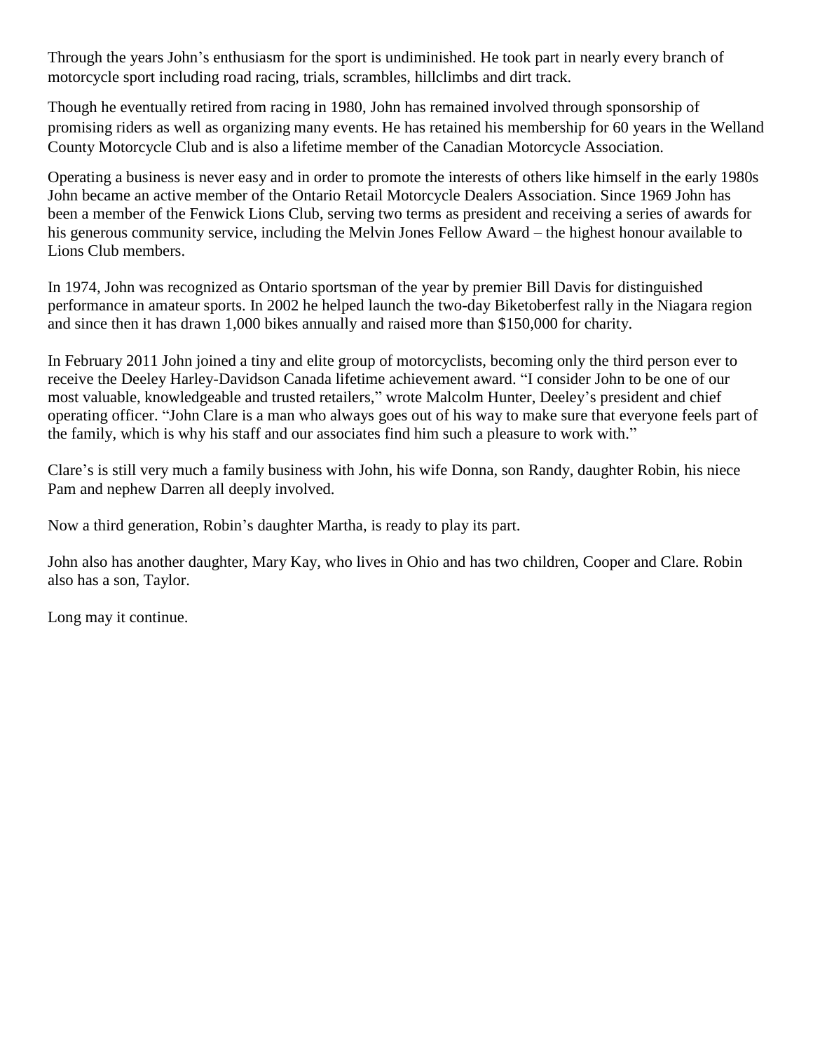Through the years John's enthusiasm for the sport is undiminished. He took part in nearly every branch of motorcycle sport including road racing, trials, scrambles, hillclimbs and dirt track.

Though he eventually retired from racing in 1980, John has remained involved through sponsorship of promising riders as well as organizing many events. He has retained his membership for 60 years in the Welland County Motorcycle Club and is also a lifetime member of the Canadian Motorcycle Association.

Operating a business is never easy and in order to promote the interests of others like himself in the early 1980s John became an active member of the Ontario Retail Motorcycle Dealers Association. Since 1969 John has been a member of the Fenwick Lions Club, serving two terms as president and receiving a series of awards for his generous community service, including the Melvin Jones Fellow Award – the highest honour available to Lions Club members.

In 1974, John was recognized as Ontario sportsman of the year by premier Bill Davis for distinguished performance in amateur sports. In 2002 he helped launch the two-day Biketoberfest rally in the Niagara region and since then it has drawn 1,000 bikes annually and raised more than $150,000 for charity.

In February 2011 John joined a tiny and elite group of motorcyclists, becoming only the third person ever to receive the Deeley Harley-Davidson Canada lifetime achievement award. "I consider John to be one of our most valuable, knowledgeable and trusted retailers," wrote Malcolm Hunter, Deeley's president and chief operating officer. "John Clare is a man who always goes out of his way to make sure that everyone feels part of the family, which is why his staff and our associates find him such a pleasure to work with."

Clare's is still very much a family business with John, his wife Donna, son Randy, daughter Robin, his niece Pam and nephew Darren all deeply involved.

Now a third generation, Robin's daughter Martha, is ready to play its part.

John also has another daughter, Mary Kay, who lives in Ohio and has two children, Cooper and Clare. Robin also has a son, Taylor.

Long may it continue.